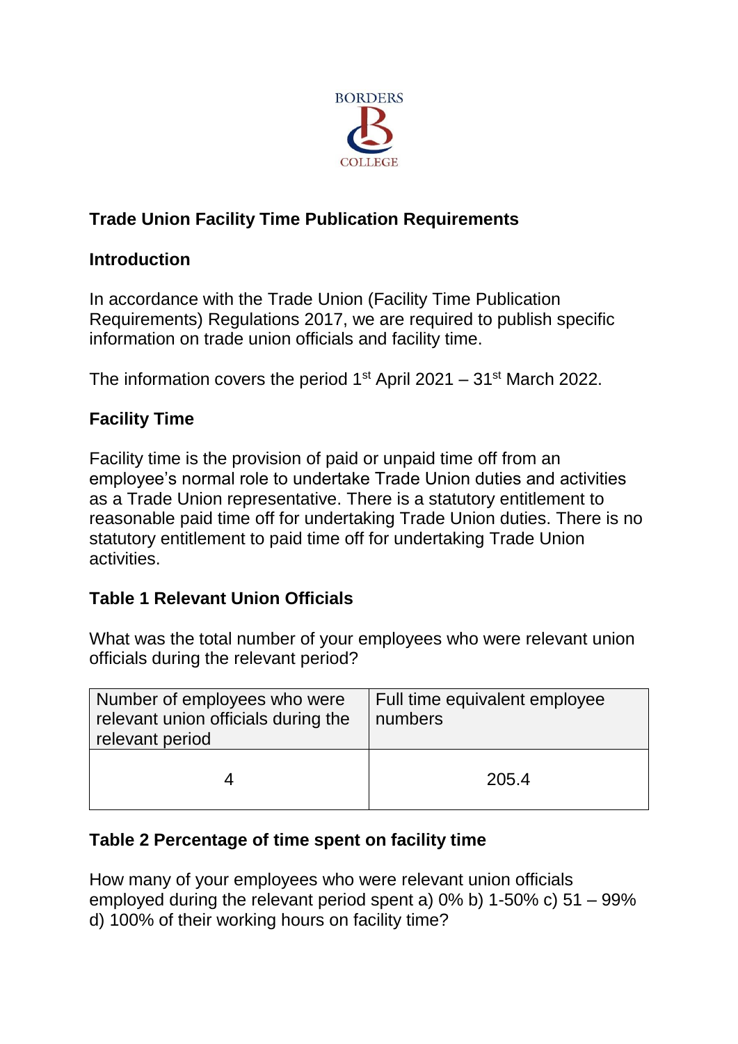BORDERS COLLEGE

## Trade Union Facility Time Publication Requirements

### Introduction

In accordance with the Trade Union (Facility Time Publication Requirements) Regulations 2017, we are required to publish specific information on trade union officials and facility time.

The information covers the period 1st April 2021 – 31st March 2022.

### Facility Time

Facility time is the provision of paid or unpaid time off from an employee's normal role to undertake Trade Union duties and activities as a Trade Union representative. There is a statutory entitlement to reasonable paid time off for undertaking Trade Union duties. There is no statutory entitlement to paid time off for undertaking Trade Union activities.

### Table 1 Relevant Union Officials

What was the total number of your employees who were relevant union officials during the relevant period?

| Number of employees who were relevant union officials during the relevant period | Full time equivalent employee numbers |
|---|---|
| 4 | 205.4 |

### Table 2 Percentage of time spent on facility time

How many of your employees who were relevant union officials employed during the relevant period spent a) 0% b) 1-50% c) 51 – 99% d) 100% of their working hours on facility time?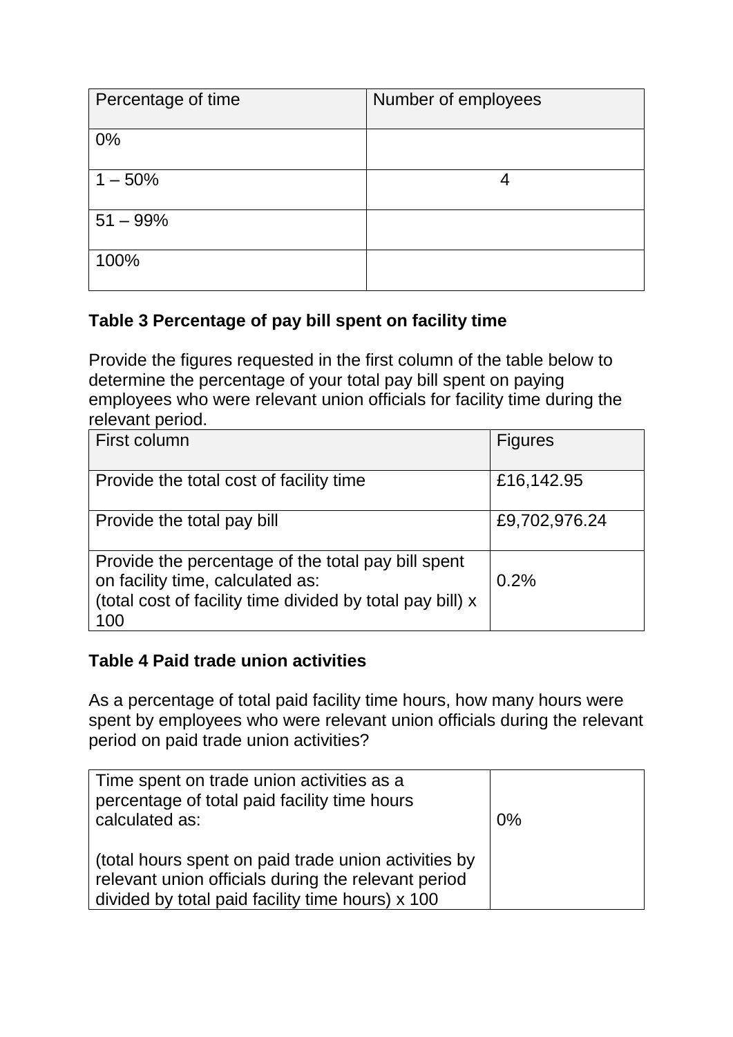| Percentage of time | Number of employees |
|---|---|
| 0% | |
| 1 – 50% | 4 |
| 51 – 99% | |
| 100% | |

### Table 3 Percentage of pay bill spent on facility time

Provide the figures requested in the first column of the table below to determine the percentage of your total pay bill spent on paying employees who were relevant union officials for facility time during the relevant period.

| First column | Figures |
|---|---|
| Provide the total cost of facility time | £16,142.95 |
| Provide the total pay bill | £9,702,976.24 |
| Provide the percentage of the total pay bill spent on facility time, calculated as: (total cost of facility time divided by total pay bill) x 100 | 0.2% |

### Table 4 Paid trade union activities

As a percentage of total paid facility time hours, how many hours were spent by employees who were relevant union officials during the relevant period on paid trade union activities?

| | |
|---|---|
| Time spent on trade union activities as a percentage of total paid facility time hours calculated as: (total hours spent on paid trade union activities by relevant union officials during the relevant period divided by total paid facility time hours) x 100 | 0% |